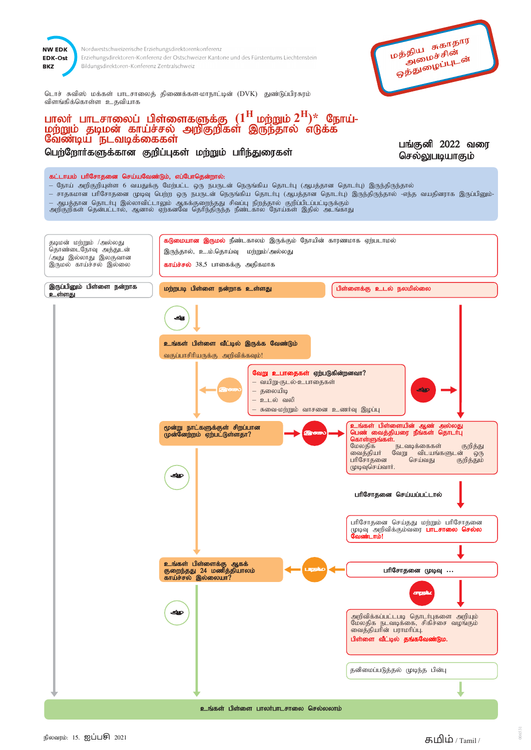NW EDK
EDK-Ost
BKZ

Nordwestschweizerische Erziehungsdirektorenkonferenz
Erziehungsdirektoren-Konferenz der Ostschweizer Kantone und des Fürstentums Liechtenstein
Bildungsdirektoren-Konferenz Zentralschweiz

மத்திய சுகாதார அமைச்சின் ஒத்துழைப்புடன்

டொச் சுவிஸ் மக்கள் பாடசாலைத் திணைக்கள-மாநாட்டின் (DVK) துண்டுப்பிரசுரம் விளங்கிக்கொள்ள உதவியாக

# பாலர் பாடசாலைப் பிள்ளைகளுக்கு (1H மற்றும் 2H)* நோய்-மற்றும் தடிமன் காய்ச்சல் அறிகுறிகள் இருந்தால் எடுக்க வேண்டிய நடவடிக்கைகள்

## பெற்றோர்களுக்கான குறிப்புகள் மற்றும் பரிந்துரைகள்

**பங்குனி 2022 வரை செல்லுபடியாகும்**

**கட்டாயம் பரிசோதனை செய்யவேண்டும், எப்போதென்றால்:**
- நோய் அறிகுறியுள்ள 6 வயதுக்கு மேற்பட்ட ஒரு நபருடன் நெருங்கிய தொடர்பு (ஆபத்தான தொடர்பு) இருந்திருந்தால்
- சாதகமான பரிசோதனை முடிவு பெற்ற ஒரு நபருடன் நெருங்கிய தொடர்பு (ஆபத்தான தொடர்பு) இருந்திருந்தால் -எந்த வயதினராக இருப்பினும்-
- ஆபத்தான தொடர்பு இல்லாவிட்டாலும் ஆகக்குறைந்தது சிவப்பு நிறத்தால் குறிப்பிடப்பட்டிருக்கும் அறிகுறிகள் தென்பட்டால், ஆனால் ஏற்கனவே தெரிந்திருந்த நீண்டகால நோய்கள் இதில் அடங்காது

---

**இடது பாதை:**

தடிமன் மற்றும் /அல்லது தொண்டைநோவு அத்துடன் /அது இல்லாது இலகுவான இருமல் காய்ச்சல் இல்லை

**இருப்பினும் பிள்ளை நன்றாக உள்ளது** → உங்கள் பிள்ளை பாலர்பாடசாலை செல்லலாம்

---

**மையப் பாதை மற்றும் வலது பாதை:**

**கடுமையான இருமல்** நீண்டகாலம் இருக்கும் நோயின் காரணமாக ஏற்படாமல் இருந்தால், உ.ம்.தொய்வு மற்றும்/அல்லது **காய்ச்சல்** 38,5 பாகைக்கு அதிகமாக

**மற்றபடி பிள்ளை நன்றாக உள்ளது** → ஆம் →

**உங்கள் பிள்ளை வீட்டில் இருக்க வேண்டும்**
வகுப்பாசிரியருக்கு அறிவிக்கவும்!

**வேறு உபாதைகள் ஏற்படுகின்றனவா?**
- வயிறு-குடல்-உபாதைகள்
- தலையிடி
- உடல் வலி
- சுவை-மற்றும் வாசனை உணர்வு இழப்பு

இல்லை → **மூன்று நாட்களுக்குள் சிறப்பான முன்னேற்றம் ஏற்பட்டுள்ளதா?**
- இல்லை → உங்கள் பிள்ளையின் ஆண் அல்லது பெண் வைத்தியரை நீங்கள் தொடர்பு கொள்ளுங்கள்
- ஆம் → **உங்கள் பிள்ளைக்கு ஆகக் குறைந்தது 24 மணித்தியாலம் காய்ச்சல் இல்லையா?** → ஆம் → உங்கள் பிள்ளை பாலர்பாடசாலை செல்லலாம்

ஆம் (வேறு உபாதைகள்) → **உங்கள் பிள்ளையின் ஆண் அல்லது பெண் வைத்தியரை நீங்கள் தொடர்பு கொள்ளுங்கள்.**
மேலதிக நடவடிக்கைகள் குறித்து வைத்தியர் வேறு விடயங்களுடன் ஒரு பரிசோதனை செய்வது குறித்தும் முடிவுசெய்வார்.

**பிள்ளைக்கு உடல் நலமில்லை** → உங்கள் பிள்ளையின் ஆண் அல்லது பெண் வைத்தியரை நீங்கள் தொடர்பு கொள்ளுங்கள்.

**பரிசோதனை செய்யப்பட்டால்**

பரிசோதனை செய்தது மற்றும் பரிசோதனை முடிவு அறிவிக்கும்வரை **பாடசாலை செல்ல வேண்டாம்!**

**பரிசோதனை முடிவு …**
- பாதகம் → உங்கள் பிள்ளைக்கு ஆகக் குறைந்தது 24 மணித்தியாலம் காய்ச்சல் இல்லையா?
- சாதகம் → அறிவிக்கப்பட்டபடி தொடர்புகளை அறியும் மேலதிக நடவடிக்கை, சிகிச்சை வழங்கும் வைத்தியரின் பராமரிப்பு. **பிள்ளை வீட்டில் தங்கவேண்டும்.**

தனிமைப்படுத்தல் முடிந்த பின்பு → உங்கள் பிள்ளை பாலர்பாடசாலை செல்லலாம்

---

**உங்கள் பிள்ளை பாலர்பாடசாலை செல்லலாம்**

நிலவரம்: 15. ஐப்பசி 2021

தமிழ் / Tamil /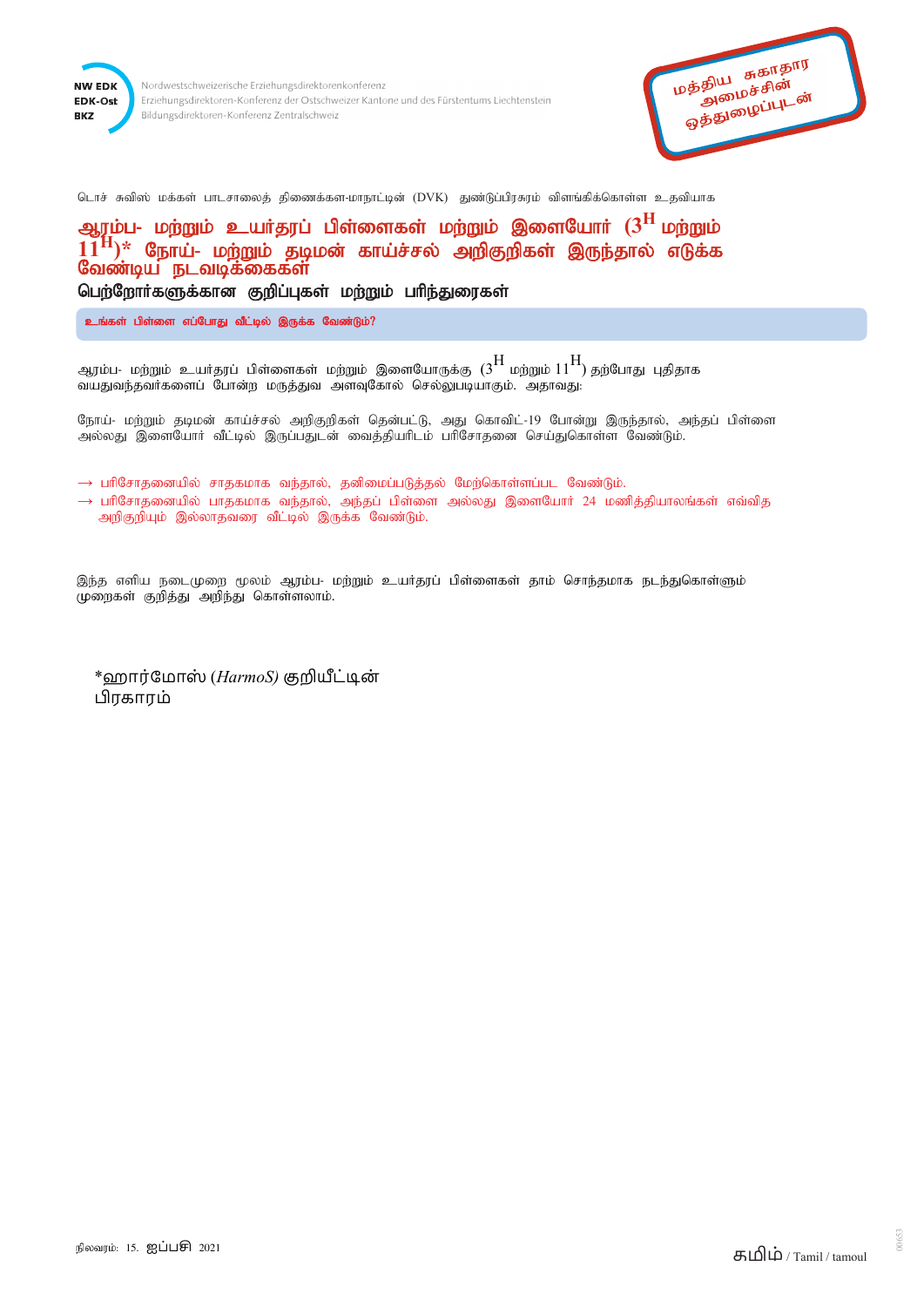NW EDK
EDK-Ost
BKZ

Nordwestschweizerische Erziehungsdirektorenkonferenz
Erziehungsdirektoren-Konferenz der Ostschweizer Kantone und des Fürstentums Liechtenstein
Bildungsdirektoren-Konferenz Zentralschweiz

மத்திய சுகாதார அமைச்சின் ஒத்துழைப்புடன்

டொச் சுவிஸ் மக்கள் பாடசாலைத் திணைக்கள-மாநாட்டின் (DVK) துண்டுப்பிரசுரம் விளங்கிக்கொள்ள உதவியாக

# ஆரம்ப- மற்றும் உயர்தரப் பிள்ளைகள் மற்றும் இளையோர் ($3^H$ மற்றும் $11^H$)* நோய்- மற்றும் தடிமன் காய்ச்சல் அறிகுறிகள் இருந்தால் எடுக்க வேண்டிய நடவடிக்கைகள்

## பெற்றோர்களுக்கான குறிப்புகள் மற்றும் பரிந்துரைகள்

### உங்கள் பிள்ளை எப்போது வீட்டில் இருக்க வேண்டும்?

ஆரம்ப- மற்றும் உயர்தரப் பிள்ளைகள் மற்றும் இளையோருக்கு ($3^H$ மற்றும் $11^H$) தற்போது புதிதாக வயதுவந்தவர்களைப் போன்ற மருத்துவ அளவுகோல் செல்லுபடியாகும். அதாவது:

நோய்- மற்றும் தடிமன் காய்ச்சல் அறிகுறிகள் தென்பட்டு, அது கொவிட்-19 போன்று இருந்தால், அந்தப் பிள்ளை அல்லது இளையோர் வீட்டில் இருப்பதுடன் வைத்தியரிடம் பரிசோதனை செய்துகொள்ள வேண்டும்.

→ பரிசோதனையில் சாதகமாக வந்தால், தனிமைப்படுத்தல் மேற்கொள்ளப்பட வேண்டும்.
→ பரிசோதனையில் பாதகமாக வந்தால், அந்தப் பிள்ளை அல்லது இளையோர் 24 மணித்தியாலங்கள் எவ்வித அறிகுறியும் இல்லாதவரை வீட்டில் இருக்க வேண்டும்.

இந்த எளிய நடைமுறை மூலம் ஆரம்ப- மற்றும் உயர்தரப் பிள்ளைகள் தாம் சொந்தமாக நடந்துகொள்ளும் முறைகள் குறித்து அறிந்து கொள்ளலாம்.

*ஹார்மோஸ் (*HarmoS)* குறியீட்டின் பிரகாரம்

நிலவரம்: 15. ஐப்பசி 2021

தமிழ் / Tamil / tamoul